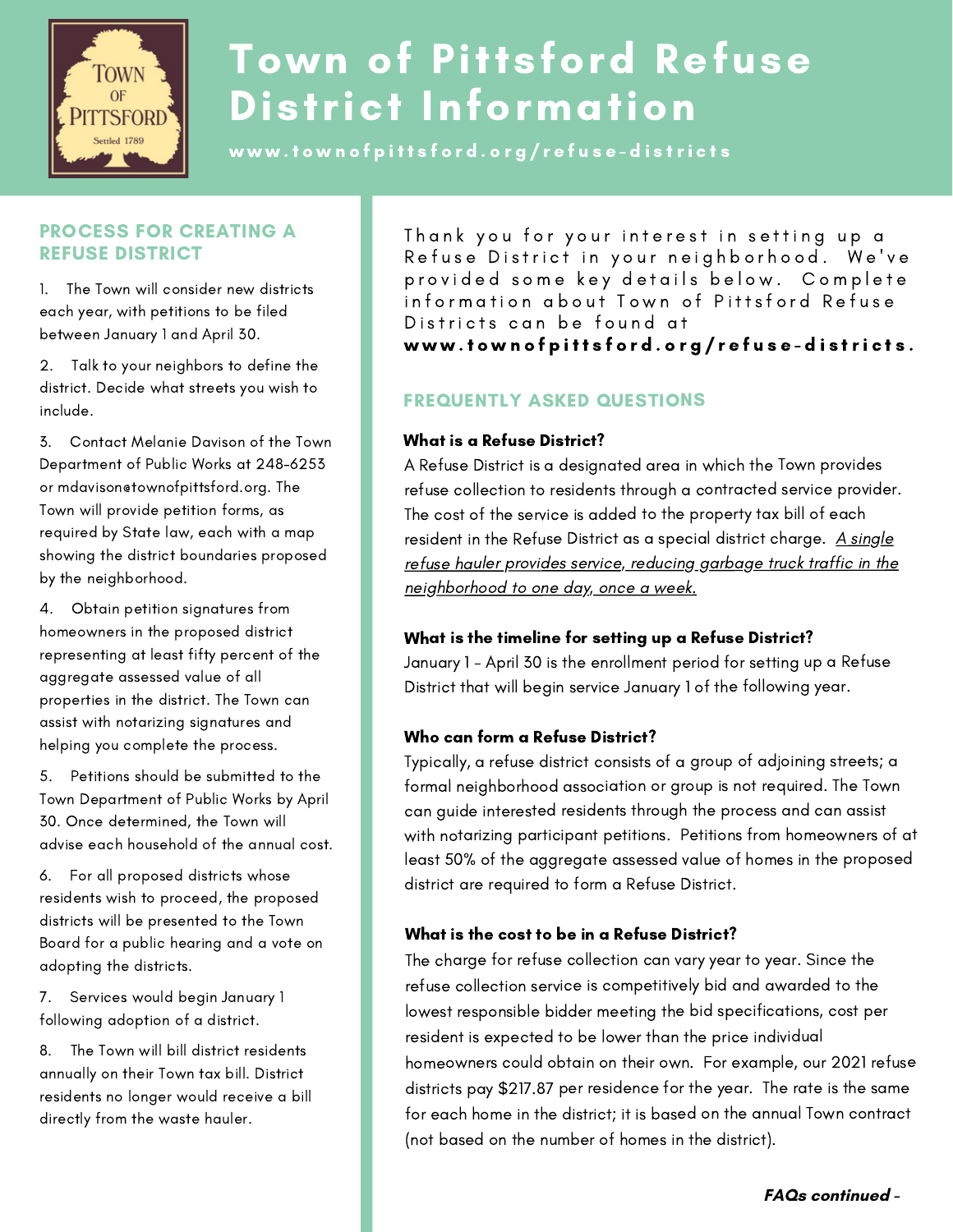# Town of Pittsford Refuse District Information

www.townofpittsford.org/refuse-districts

## PROCESS FOR CREATING A REFUSE DISTRICT

1. The Town will consider new districts each year, with petitions to be filed between January 1 and April 30.
2. Talk to your neighbors to define the district. Decide what streets you wish to include.
3. Contact Melanie Davison of the Town Department of Public Works at 248-6253 or mdavison@townofpittsford.org. The Town will provide petition forms, as required by State law, each with a map showing the district boundaries proposed by the neighborhood.
4. Obtain petition signatures from homeowners in the proposed district representing at least fifty percent of the aggregate assessed value of all properties in the district. The Town can assist with notarizing signatures and helping you complete the process.
5. Petitions should be submitted to the Town Department of Public Works by April 30. Once determined, the Town will advise each household of the annual cost.
6. For all proposed districts whose residents wish to proceed, the proposed districts will be presented to the Town Board for a public hearing and a vote on adopting the districts.
7. Services would begin January 1 following adoption of a district.
8. The Town will bill district residents annually on their Town tax bill. District residents no longer would receive a bill directly from the waste hauler.

Thank you for your interest in setting up a Refuse District in your neighborhood. We've provided some key details below. Complete information about Town of Pittsford Refuse Districts can be found at **www.townofpittsford.org/refuse-districts.**

## FREQUENTLY ASKED QUESTIONS

**What is a Refuse District?**

A Refuse District is a designated area in which the Town provides refuse collection to residents through a contracted service provider. The cost of the service is added to the property tax bill of each resident in the Refuse District as a special district charge. *A single refuse hauler provides service, reducing garbage truck traffic in the neighborhood to one day, once a week.*

**What is the timeline for setting up a Refuse District?**

January 1 - April 30 is the enrollment period for setting up a Refuse District that will begin service January 1 of the following year.

**Who can form a Refuse District?**

Typically, a refuse district consists of a group of adjoining streets; a formal neighborhood association or group is not required. The Town can guide interested residents through the process and can assist with notarizing participant petitions. Petitions from homeowners of at least 50% of the aggregate assessed value of homes in the proposed district are required to form a Refuse District.

**What is the cost to be in a Refuse District?**

The charge for refuse collection can vary year to year. Since the refuse collection service is competitively bid and awarded to the lowest responsible bidder meeting the bid specifications, cost per resident is expected to be lower than the price individual homeowners could obtain on their own. For example, our 2021 refuse districts pay $217.87 per residence for the year. The rate is the same for each home in the district; it is based on the annual Town contract (not based on the number of homes in the district).

***FAQs continued -***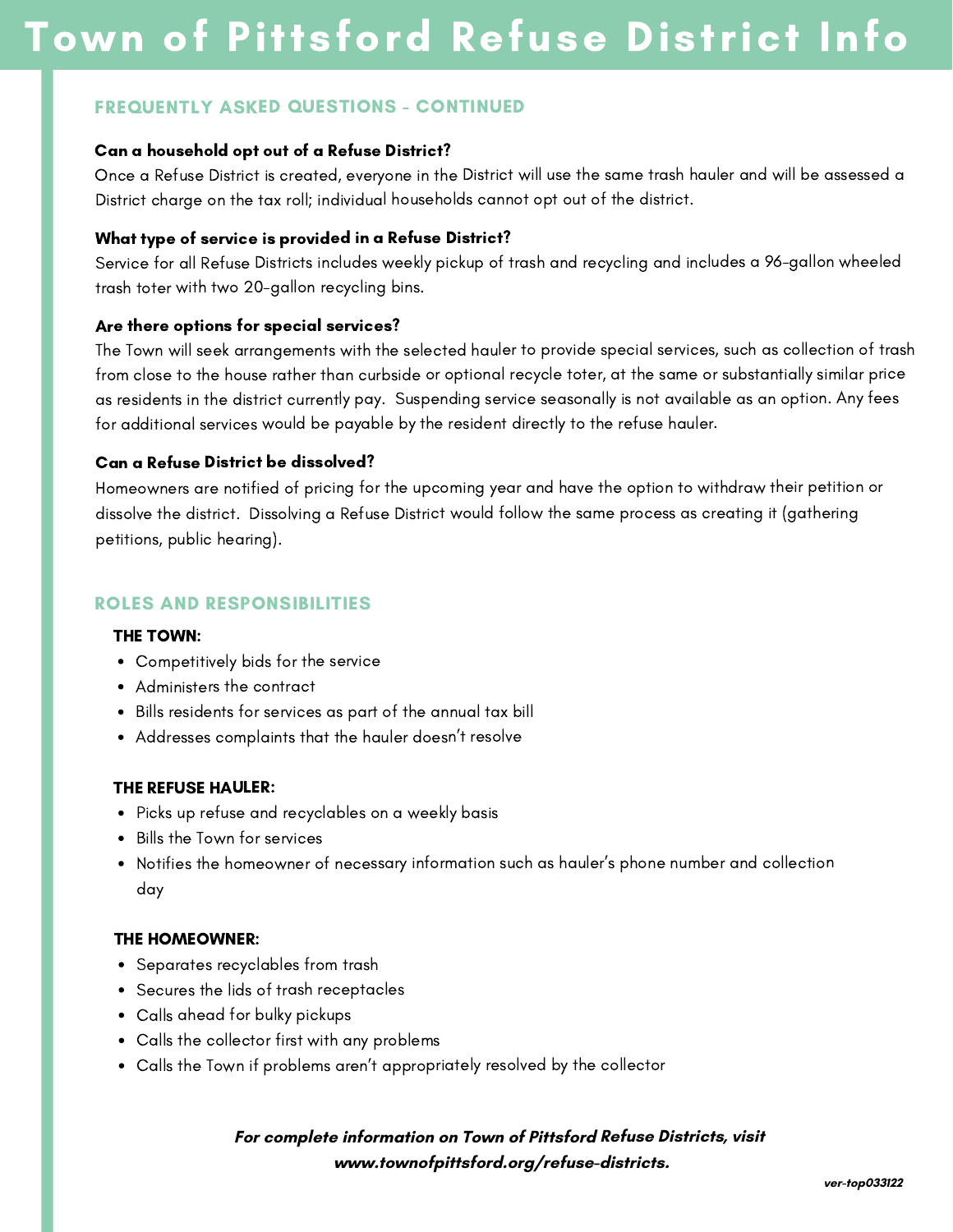# Town of Pittsford Refuse District Info

## FREQUENTLY ASKED QUESTIONS - CONTINUED

**Can a household opt out of a Refuse District?**

Once a Refuse District is created, everyone in the District will use the same trash hauler and will be assessed a District charge on the tax roll; individual households cannot opt out of the district.

**What type of service is provided in a Refuse District?**

Service for all Refuse Districts includes weekly pickup of trash and recycling and includes a 96-gallon wheeled trash toter with two 20-gallon recycling bins.

**Are there options for special services?**

The Town will seek arrangements with the selected hauler to provide special services, such as collection of trash from close to the house rather than curbside or optional recycle toter, at the same or substantially similar price as residents in the district currently pay. Suspending service seasonally is not available as an option. Any fees for additional services would be payable by the resident directly to the refuse hauler.

**Can a Refuse District be dissolved?**

Homeowners are notified of pricing for the upcoming year and have the option to withdraw their petition or dissolve the district. Dissolving a Refuse District would follow the same process as creating it (gathering petitions, public hearing).

## ROLES AND RESPONSIBILITIES

### THE TOWN:

- Competitively bids for the service
- Administers the contract
- Bills residents for services as part of the annual tax bill
- Addresses complaints that the hauler doesn't resolve

### THE REFUSE HAULER:

- Picks up refuse and recyclables on a weekly basis
- Bills the Town for services
- Notifies the homeowner of necessary information such as hauler's phone number and collection day

### THE HOMEOWNER:

- Separates recyclables from trash
- Secures the lids of trash receptacles
- Calls ahead for bulky pickups
- Calls the collector first with any problems
- Calls the Town if problems aren't appropriately resolved by the collector

***For complete information on Town of Pittsford Refuse Districts, visit www.townofpittsford.org/refuse-districts.***

*ver-top033122*